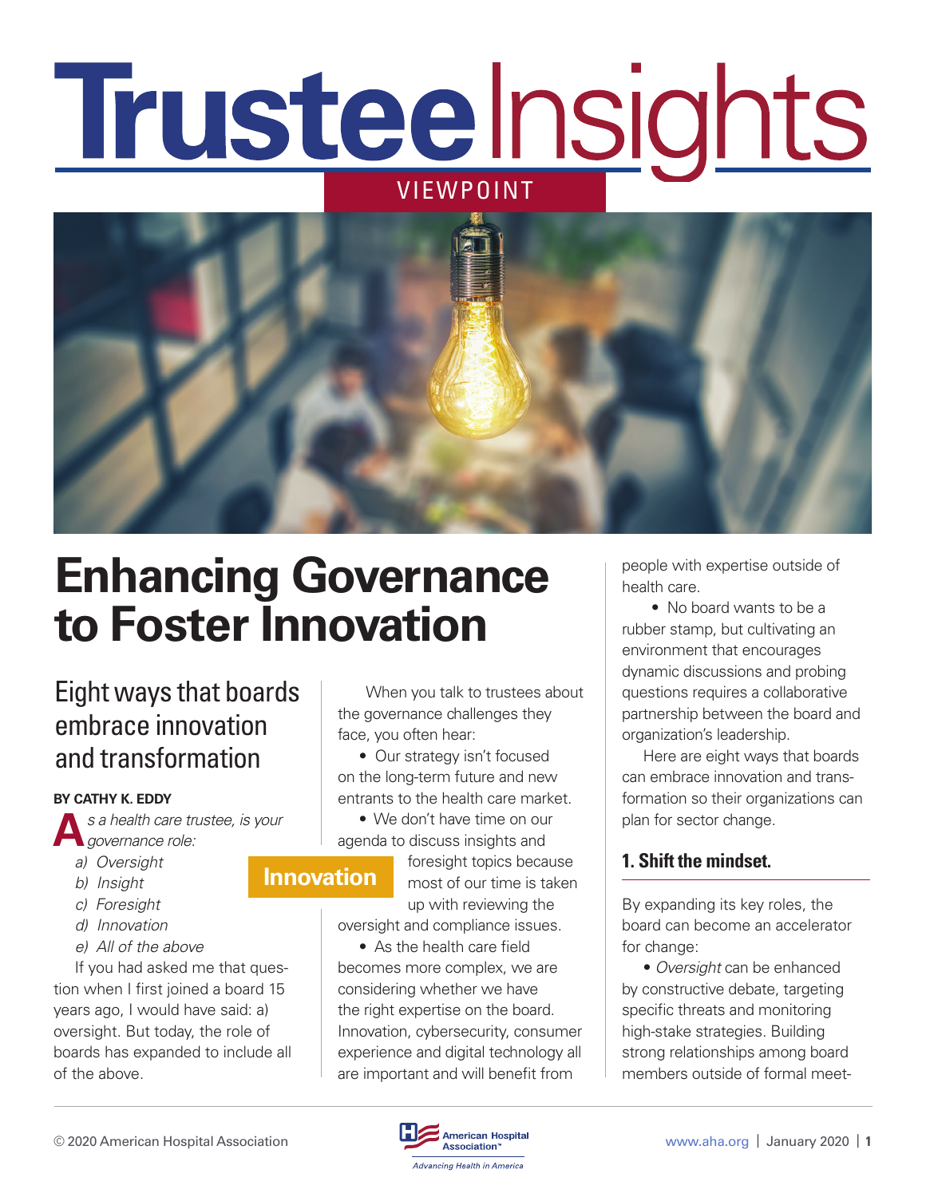# Trustee Insights

VIEWPOINT

# Enhancing Governance to Foster Innovation

## Eight ways that boards embrace innovation and transformation

**BY CATHY K. EDDY**

*As a health care trustee, is your governance role:*

*a) Oversight*
*b) Insight*
*c) Foresight*
*d) Innovation*
*e) All of the above*

If you had asked me that question when I first joined a board 15 years ago, I would have said: a) oversight. But today, the role of boards has expanded to include all of the above.

When you talk to trustees about the governance challenges they face, you often hear:

- Our strategy isn't focused on the long-term future and new entrants to the health care market.
- We don't have time on our agenda to discuss insights and foresight topics because most of our time is taken up with reviewing the oversight and compliance issues.
- As the health care field becomes more complex, we are considering whether we have the right expertise on the board. Innovation, cybersecurity, consumer experience and digital technology all are important and will benefit from people with expertise outside of health care.
- No board wants to be a rubber stamp, but cultivating an environment that encourages dynamic discussions and probing questions requires a collaborative partnership between the board and organization's leadership.

Here are eight ways that boards can embrace innovation and transformation so their organizations can plan for sector change.

### 1. Shift the mindset.

By expanding its key roles, the board can become an accelerator for change:

- *Oversight* can be enhanced by constructive debate, targeting specific threats and monitoring high-stake strategies. Building strong relationships among board members outside of formal meet-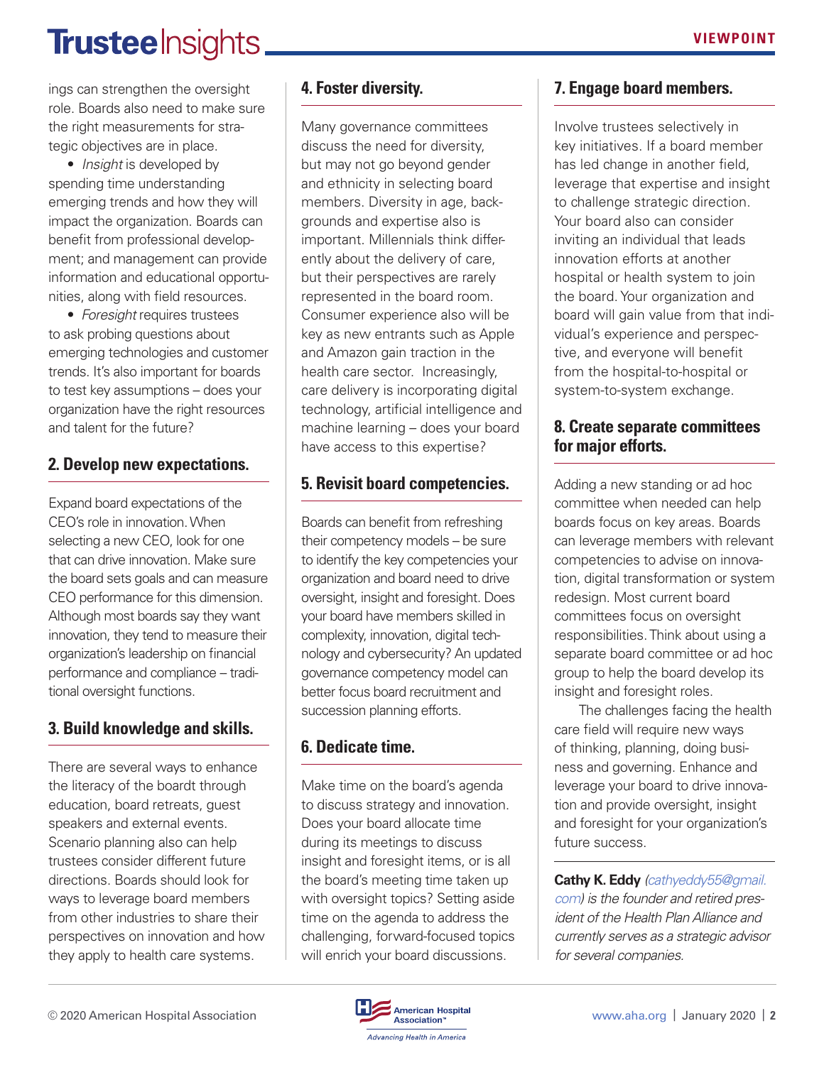ings can strengthen the oversight role. Boards also need to make sure the right measurements for strategic objectives are in place.

- *Insight* is developed by spending time understanding emerging trends and how they will impact the organization. Boards can benefit from professional development; and management can provide information and educational opportunities, along with field resources.
- *Foresight* requires trustees to ask probing questions about emerging technologies and customer trends. It's also important for boards to test key assumptions – does your organization have the right resources and talent for the future?

## 2. Develop new expectations.

Expand board expectations of the CEO's role in innovation. When selecting a new CEO, look for one that can drive innovation. Make sure the board sets goals and can measure CEO performance for this dimension. Although most boards say they want innovation, they tend to measure their organization's leadership on financial performance and compliance – traditional oversight functions.

## 3. Build knowledge and skills.

There are several ways to enhance the literacy of the boardt through education, board retreats, guest speakers and external events. Scenario planning also can help trustees consider different future directions. Boards should look for ways to leverage board members from other industries to share their perspectives on innovation and how they apply to health care systems.

## 4. Foster diversity.

Many governance committees discuss the need for diversity, but may not go beyond gender and ethnicity in selecting board members. Diversity in age, backgrounds and expertise also is important. Millennials think differently about the delivery of care, but their perspectives are rarely represented in the board room. Consumer experience also will be key as new entrants such as Apple and Amazon gain traction in the health care sector. Increasingly, care delivery is incorporating digital technology, artificial intelligence and machine learning – does your board have access to this expertise?

## 5. Revisit board competencies.

Boards can benefit from refreshing their competency models – be sure to identify the key competencies your organization and board need to drive oversight, insight and foresight. Does your board have members skilled in complexity, innovation, digital technology and cybersecurity? An updated governance competency model can better focus board recruitment and succession planning efforts.

## 6. Dedicate time.

Make time on the board's agenda to discuss strategy and innovation. Does your board allocate time during its meetings to discuss insight and foresight items, or is all the board's meeting time taken up with oversight topics? Setting aside time on the agenda to address the challenging, forward-focused topics will enrich your board discussions.

## 7. Engage board members.

Involve trustees selectively in key initiatives. If a board member has led change in another field, leverage that expertise and insight to challenge strategic direction. Your board also can consider inviting an individual that leads innovation efforts at another hospital or health system to join the board. Your organization and board will gain value from that individual's experience and perspective, and everyone will benefit from the hospital-to-hospital or system-to-system exchange.

## 8. Create separate committees for major efforts.

Adding a new standing or ad hoc committee when needed can help boards focus on key areas. Boards can leverage members with relevant competencies to advise on innovation, digital transformation or system redesign. Most current board committees focus on oversight responsibilities. Think about using a separate board committee or ad hoc group to help the board develop its insight and foresight roles.

The challenges facing the health care field will require new ways of thinking, planning, doing business and governing. Enhance and leverage your board to drive innovation and provide oversight, insight and foresight for your organization's future success.

**Cathy K. Eddy** *(cathyeddy55@gmail.com) is the founder and retired president of the Health Plan Alliance and currently serves as a strategic advisor for several companies.*